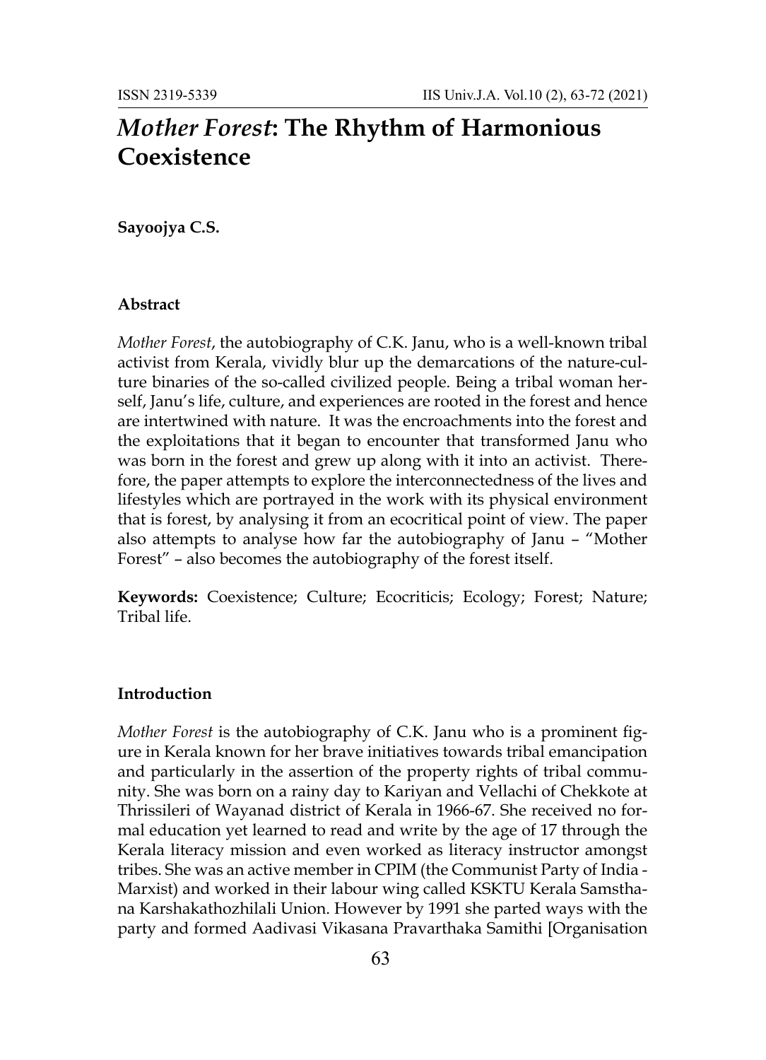# *Mother Forest*: The Rhythm of Harmonious Coexistence

**Sayoojya C.S.**

### Abstract

*Mother Forest*, the autobiography of C.K. Janu, who is a well-known tribal activist from Kerala, vividly blur up the demarcations of the nature-culture binaries of the so-called civilized people. Being a tribal woman herself, Janu's life, culture, and experiences are rooted in the forest and hence are intertwined with nature. It was the encroachments into the forest and the exploitations that it began to encounter that transformed Janu who was born in the forest and grew up along with it into an activist. Therefore, the paper attempts to explore the interconnectedness of the lives and lifestyles which are portrayed in the work with its physical environment that is forest, by analysing it from an ecocritical point of view. The paper also attempts to analyse how far the autobiography of Janu – "Mother Forest" – also becomes the autobiography of the forest itself.

**Keywords:** Coexistence; Culture; Ecocriticis; Ecology; Forest; Nature; Tribal life.

### Introduction

*Mother Forest* is the autobiography of C.K. Janu who is a prominent figure in Kerala known for her brave initiatives towards tribal emancipation and particularly in the assertion of the property rights of tribal community. She was born on a rainy day to Kariyan and Vellachi of Chekkote at Thrissileri of Wayanad district of Kerala in 1966-67. She received no formal education yet learned to read and write by the age of 17 through the Kerala literacy mission and even worked as literacy instructor amongst tribes. She was an active member in CPIM (the Communist Party of India - Marxist) and worked in their labour wing called KSKTU Kerala Samsthana Karshakathozhilali Union. However by 1991 she parted ways with the party and formed Aadivasi Vikasana Pravarthaka Samithi [Organisation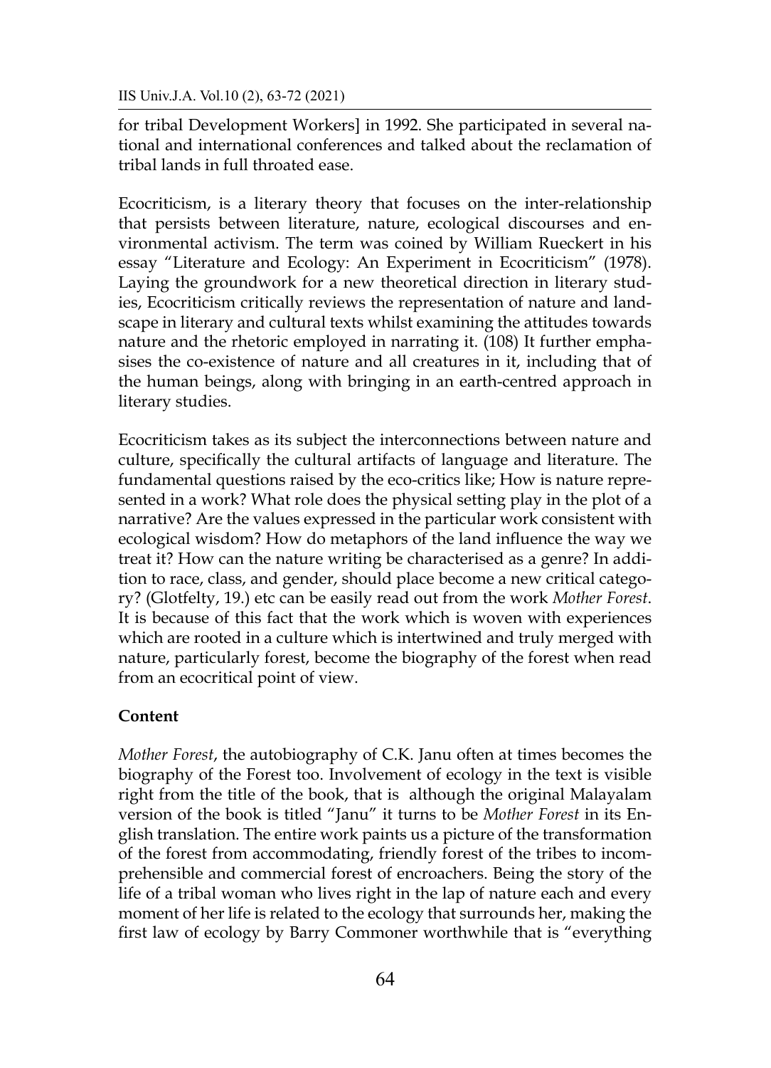for tribal Development Workers] in 1992. She participated in several national and international conferences and talked about the reclamation of tribal lands in full throated ease.

Ecocriticism, is a literary theory that focuses on the inter-relationship that persists between literature, nature, ecological discourses and environmental activism. The term was coined by William Rueckert in his essay "Literature and Ecology: An Experiment in Ecocriticism" (1978). Laying the groundwork for a new theoretical direction in literary studies, Ecocriticism critically reviews the representation of nature and landscape in literary and cultural texts whilst examining the attitudes towards nature and the rhetoric employed in narrating it. (108) It further emphasises the co-existence of nature and all creatures in it, including that of the human beings, along with bringing in an earth-centred approach in literary studies.

Ecocriticism takes as its subject the interconnections between nature and culture, specifically the cultural artifacts of language and literature. The fundamental questions raised by the eco-critics like; How is nature represented in a work? What role does the physical setting play in the plot of a narrative? Are the values expressed in the particular work consistent with ecological wisdom? How do metaphors of the land influence the way we treat it? How can the nature writing be characterised as a genre? In addition to race, class, and gender, should place become a new critical category? (Glotfelty, 19.) etc can be easily read out from the work *Mother Forest*. It is because of this fact that the work which is woven with experiences which are rooted in a culture which is intertwined and truly merged with nature, particularly forest, become the biography of the forest when read from an ecocritical point of view.

**Content**

*Mother Forest*, the autobiography of C.K. Janu often at times becomes the biography of the Forest too. Involvement of ecology in the text is visible right from the title of the book, that is although the original Malayalam version of the book is titled "Janu" it turns to be *Mother Forest* in its English translation. The entire work paints us a picture of the transformation of the forest from accommodating, friendly forest of the tribes to incomprehensible and commercial forest of encroachers. Being the story of the life of a tribal woman who lives right in the lap of nature each and every moment of her life is related to the ecology that surrounds her, making the first law of ecology by Barry Commoner worthwhile that is "everything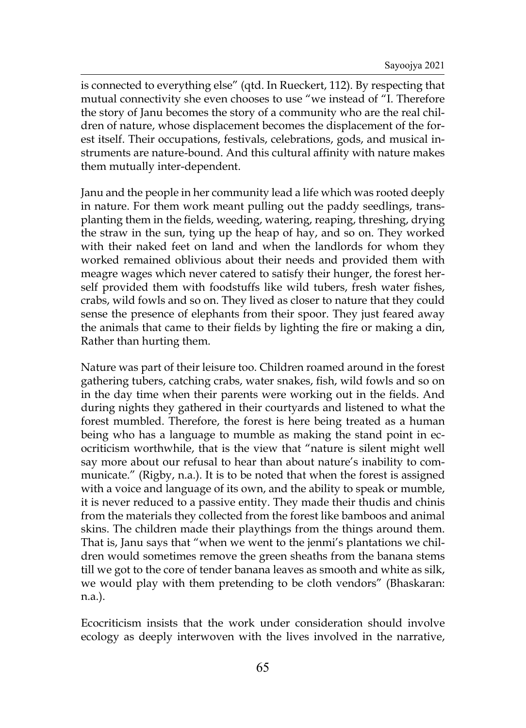is connected to everything else" (qtd. In Rueckert, 112). By respecting that mutual connectivity she even chooses to use "we instead of "I. Therefore the story of Janu becomes the story of a community who are the real children of nature, whose displacement becomes the displacement of the forest itself. Their occupations, festivals, celebrations, gods, and musical instruments are nature-bound. And this cultural affinity with nature makes them mutually inter-dependent.

Janu and the people in her community lead a life which was rooted deeply in nature. For them work meant pulling out the paddy seedlings, transplanting them in the fields, weeding, watering, reaping, threshing, drying the straw in the sun, tying up the heap of hay, and so on. They worked with their naked feet on land and when the landlords for whom they worked remained oblivious about their needs and provided them with meagre wages which never catered to satisfy their hunger, the forest herself provided them with foodstuffs like wild tubers, fresh water fishes, crabs, wild fowls and so on. They lived as closer to nature that they could sense the presence of elephants from their spoor. They just feared away the animals that came to their fields by lighting the fire or making a din, Rather than hurting them.

Nature was part of their leisure too. Children roamed around in the forest gathering tubers, catching crabs, water snakes, fish, wild fowls and so on in the day time when their parents were working out in the fields. And during nights they gathered in their courtyards and listened to what the forest mumbled. Therefore, the forest is here being treated as a human being who has a language to mumble as making the stand point in ecocriticism worthwhile, that is the view that "nature is silent might well say more about our refusal to hear than about nature's inability to communicate." (Rigby, n.a.). It is to be noted that when the forest is assigned with a voice and language of its own, and the ability to speak or mumble, it is never reduced to a passive entity. They made their thudis and chinis from the materials they collected from the forest like bamboos and animal skins. The children made their playthings from the things around them. That is, Janu says that "when we went to the jenmi's plantations we children would sometimes remove the green sheaths from the banana stems till we got to the core of tender banana leaves as smooth and white as silk, we would play with them pretending to be cloth vendors" (Bhaskaran: n.a.).

Ecocriticism insists that the work under consideration should involve ecology as deeply interwoven with the lives involved in the narrative,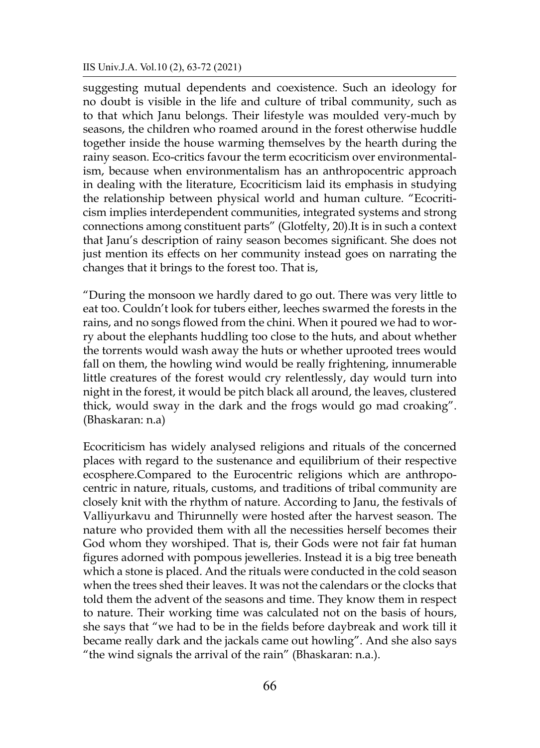suggesting mutual dependents and coexistence. Such an ideology for no doubt is visible in the life and culture of tribal community, such as to that which Janu belongs. Their lifestyle was moulded very-much by seasons, the children who roamed around in the forest otherwise huddle together inside the house warming themselves by the hearth during the rainy season. Eco-critics favour the term ecocriticism over environmentalism, because when environmentalism has an anthropocentric approach in dealing with the literature, Ecocriticism laid its emphasis in studying the relationship between physical world and human culture. "Ecocriticism implies interdependent communities, integrated systems and strong connections among constituent parts" (Glotfelty, 20).It is in such a context that Janu's description of rainy season becomes significant. She does not just mention its effects on her community instead goes on narrating the changes that it brings to the forest too. That is,

"During the monsoon we hardly dared to go out. There was very little to eat too. Couldn't look for tubers either, leeches swarmed the forests in the rains, and no songs flowed from the chini. When it poured we had to worry about the elephants huddling too close to the huts, and about whether the torrents would wash away the huts or whether uprooted trees would fall on them, the howling wind would be really frightening, innumerable little creatures of the forest would cry relentlessly, day would turn into night in the forest, it would be pitch black all around, the leaves, clustered thick, would sway in the dark and the frogs would go mad croaking". (Bhaskaran: n.a)

Ecocriticism has widely analysed religions and rituals of the concerned places with regard to the sustenance and equilibrium of their respective ecosphere.Compared to the Eurocentric religions which are anthropocentric in nature, rituals, customs, and traditions of tribal community are closely knit with the rhythm of nature. According to Janu, the festivals of Valliyurkavu and Thirunnelly were hosted after the harvest season. The nature who provided them with all the necessities herself becomes their God whom they worshiped. That is, their Gods were not fair fat human figures adorned with pompous jewelleries. Instead it is a big tree beneath which a stone is placed. And the rituals were conducted in the cold season when the trees shed their leaves. It was not the calendars or the clocks that told them the advent of the seasons and time. They know them in respect to nature. Their working time was calculated not on the basis of hours, she says that "we had to be in the fields before daybreak and work till it became really dark and the jackals came out howling". And she also says "the wind signals the arrival of the rain" (Bhaskaran: n.a.).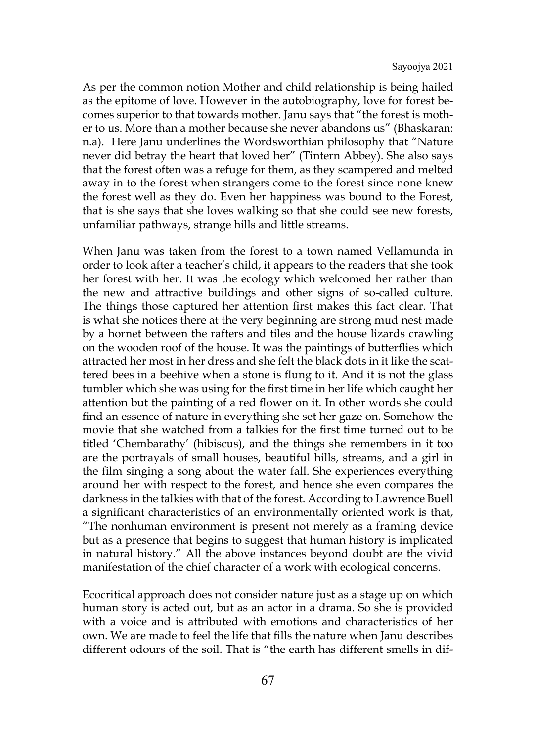As per the common notion Mother and child relationship is being hailed as the epitome of love. However in the autobiography, love for forest becomes superior to that towards mother. Janu says that "the forest is mother to us. More than a mother because she never abandons us" (Bhaskaran: n.a). Here Janu underlines the Wordsworthian philosophy that "Nature never did betray the heart that loved her" (Tintern Abbey). She also says that the forest often was a refuge for them, as they scampered and melted away in to the forest when strangers come to the forest since none knew the forest well as they do. Even her happiness was bound to the Forest, that is she says that she loves walking so that she could see new forests, unfamiliar pathways, strange hills and little streams.

When Janu was taken from the forest to a town named Vellamunda in order to look after a teacher's child, it appears to the readers that she took her forest with her. It was the ecology which welcomed her rather than the new and attractive buildings and other signs of so-called culture. The things those captured her attention first makes this fact clear. That is what she notices there at the very beginning are strong mud nest made by a hornet between the rafters and tiles and the house lizards crawling on the wooden roof of the house. It was the paintings of butterflies which attracted her most in her dress and she felt the black dots in it like the scattered bees in a beehive when a stone is flung to it. And it is not the glass tumbler which she was using for the first time in her life which caught her attention but the painting of a red flower on it. In other words she could find an essence of nature in everything she set her gaze on. Somehow the movie that she watched from a talkies for the first time turned out to be titled 'Chembarathy' (hibiscus), and the things she remembers in it too are the portrayals of small houses, beautiful hills, streams, and a girl in the film singing a song about the water fall. She experiences everything around her with respect to the forest, and hence she even compares the darkness in the talkies with that of the forest. According to Lawrence Buell a significant characteristics of an environmentally oriented work is that, "The nonhuman environment is present not merely as a framing device but as a presence that begins to suggest that human history is implicated in natural history." All the above instances beyond doubt are the vivid manifestation of the chief character of a work with ecological concerns.

Ecocritical approach does not consider nature just as a stage up on which human story is acted out, but as an actor in a drama. So she is provided with a voice and is attributed with emotions and characteristics of her own. We are made to feel the life that fills the nature when Janu describes different odours of the soil. That is "the earth has different smells in dif-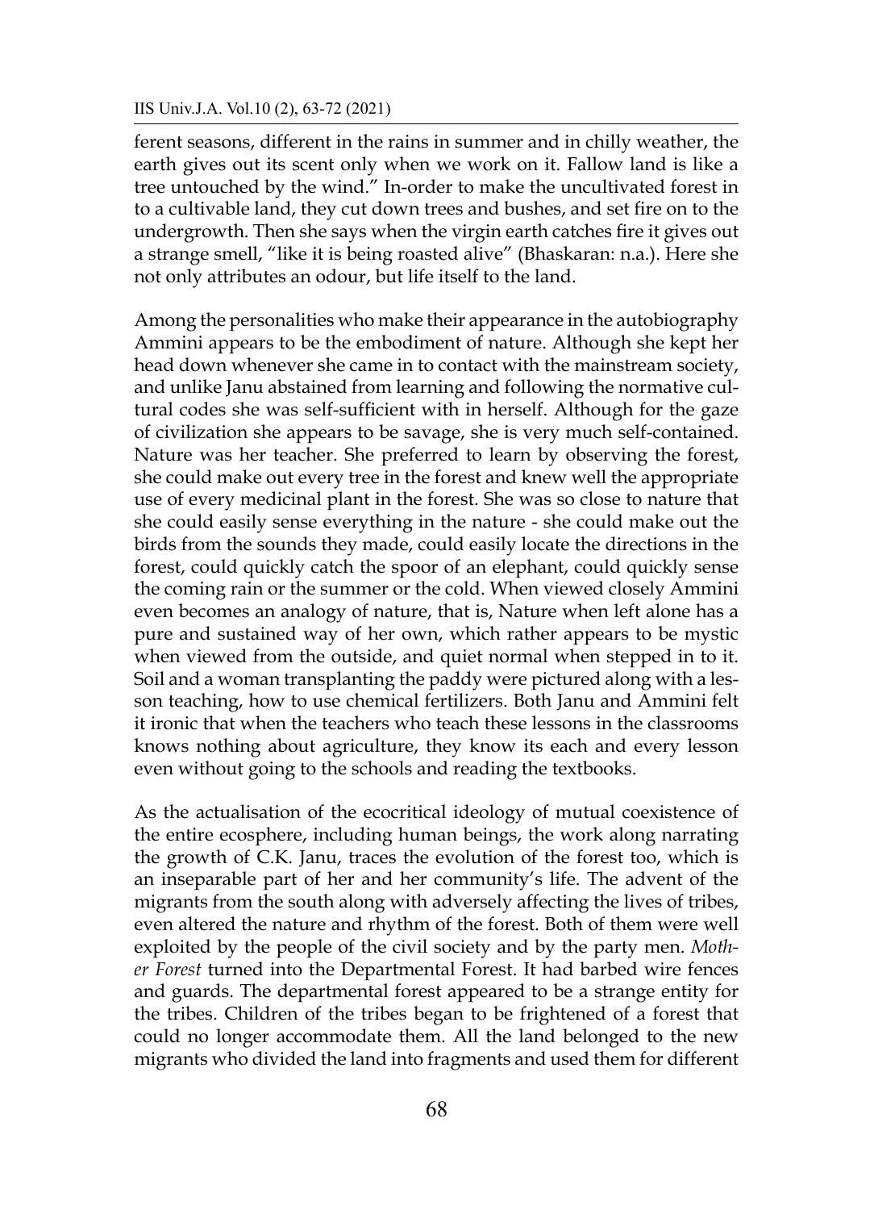ferent seasons, different in the rains in summer and in chilly weather, the earth gives out its scent only when we work on it. Fallow land is like a tree untouched by the wind." In-order to make the uncultivated forest in to a cultivable land, they cut down trees and bushes, and set fire on to the undergrowth. Then she says when the virgin earth catches fire it gives out a strange smell, "like it is being roasted alive" (Bhaskaran: n.a.). Here she not only attributes an odour, but life itself to the land.

Among the personalities who make their appearance in the autobiography Ammini appears to be the embodiment of nature. Although she kept her head down whenever she came in to contact with the mainstream society, and unlike Janu abstained from learning and following the normative cultural codes she was self-sufficient with in herself. Although for the gaze of civilization she appears to be savage, she is very much self-contained. Nature was her teacher. She preferred to learn by observing the forest, she could make out every tree in the forest and knew well the appropriate use of every medicinal plant in the forest. She was so close to nature that she could easily sense everything in the nature - she could make out the birds from the sounds they made, could easily locate the directions in the forest, could quickly catch the spoor of an elephant, could quickly sense the coming rain or the summer or the cold. When viewed closely Ammini even becomes an analogy of nature, that is, Nature when left alone has a pure and sustained way of her own, which rather appears to be mystic when viewed from the outside, and quiet normal when stepped in to it. Soil and a woman transplanting the paddy were pictured along with a lesson teaching, how to use chemical fertilizers. Both Janu and Ammini felt it ironic that when the teachers who teach these lessons in the classrooms knows nothing about agriculture, they know its each and every lesson even without going to the schools and reading the textbooks.

As the actualisation of the ecocritical ideology of mutual coexistence of the entire ecosphere, including human beings, the work along narrating the growth of C.K. Janu, traces the evolution of the forest too, which is an inseparable part of her and her community's life. The advent of the migrants from the south along with adversely affecting the lives of tribes, even altered the nature and rhythm of the forest. Both of them were well exploited by the people of the civil society and by the party men. *Mother Forest* turned into the Departmental Forest. It had barbed wire fences and guards. The departmental forest appeared to be a strange entity for the tribes. Children of the tribes began to be frightened of a forest that could no longer accommodate them. All the land belonged to the new migrants who divided the land into fragments and used them for different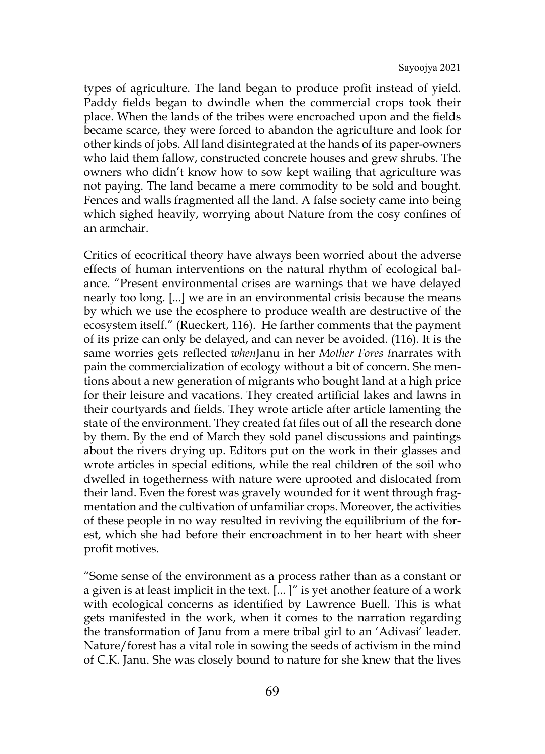types of agriculture. The land began to produce profit instead of yield. Paddy fields began to dwindle when the commercial crops took their place. When the lands of the tribes were encroached upon and the fields became scarce, they were forced to abandon the agriculture and look for other kinds of jobs. All land disintegrated at the hands of its paper-owners who laid them fallow, constructed concrete houses and grew shrubs. The owners who didn't know how to sow kept wailing that agriculture was not paying. The land became a mere commodity to be sold and bought. Fences and walls fragmented all the land. A false society came into being which sighed heavily, worrying about Nature from the cosy confines of an armchair.

Critics of ecocritical theory have always been worried about the adverse effects of human interventions on the natural rhythm of ecological balance. "Present environmental crises are warnings that we have delayed nearly too long. [...] we are in an environmental crisis because the means by which we use the ecosphere to produce wealth are destructive of the ecosystem itself." (Rueckert, 116). He farther comments that the payment of its prize can only be delayed, and can never be avoided. (116). It is the same worries gets reflected *when*Janu in her *Mother Fores t*narrates with pain the commercialization of ecology without a bit of concern. She mentions about a new generation of migrants who bought land at a high price for their leisure and vacations. They created artificial lakes and lawns in their courtyards and fields. They wrote article after article lamenting the state of the environment. They created fat files out of all the research done by them. By the end of March they sold panel discussions and paintings about the rivers drying up. Editors put on the work in their glasses and wrote articles in special editions, while the real children of the soil who dwelled in togetherness with nature were uprooted and dislocated from their land. Even the forest was gravely wounded for it went through fragmentation and the cultivation of unfamiliar crops. Moreover, the activities of these people in no way resulted in reviving the equilibrium of the forest, which she had before their encroachment in to her heart with sheer profit motives.

"Some sense of the environment as a process rather than as a constant or a given is at least implicit in the text. [... ]" is yet another feature of a work with ecological concerns as identified by Lawrence Buell. This is what gets manifested in the work, when it comes to the narration regarding the transformation of Janu from a mere tribal girl to an 'Adivasi' leader. Nature/forest has a vital role in sowing the seeds of activism in the mind of C.K. Janu. She was closely bound to nature for she knew that the lives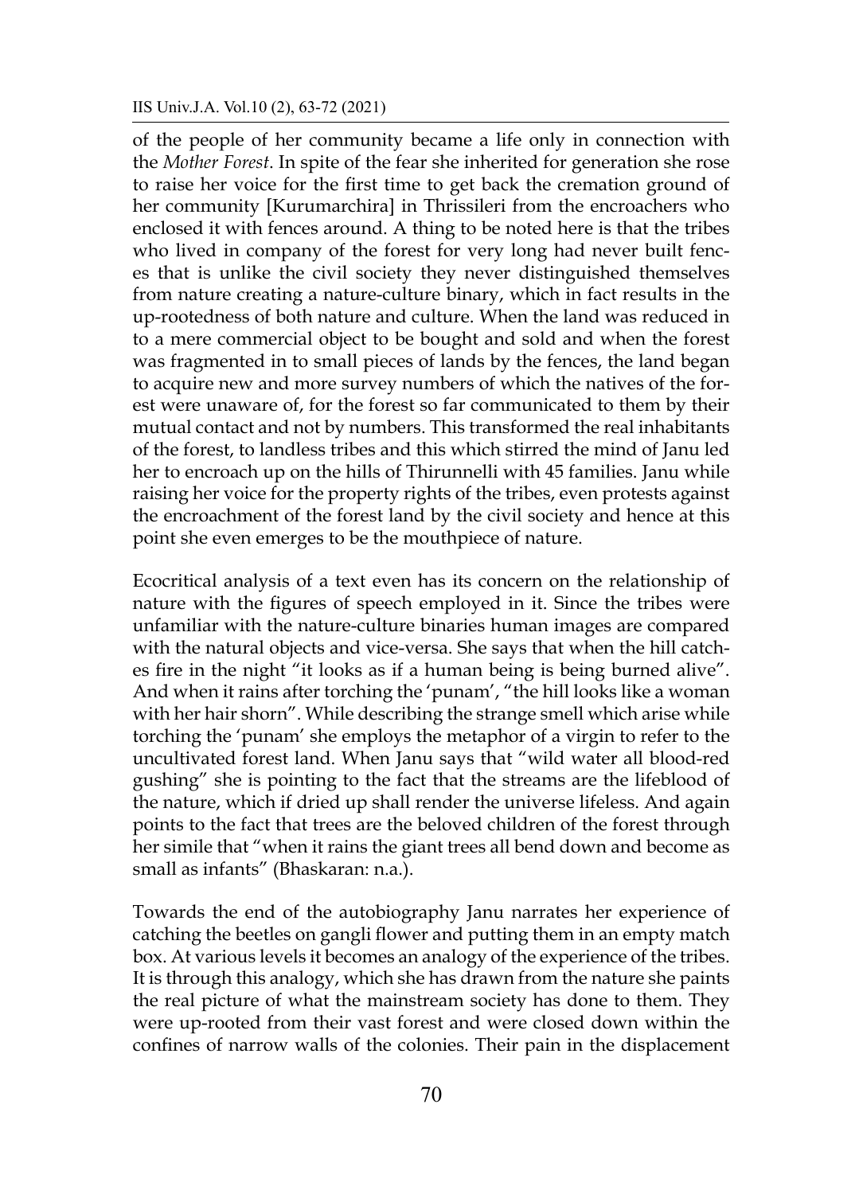of the people of her community became a life only in connection with the *Mother Forest*. In spite of the fear she inherited for generation she rose to raise her voice for the first time to get back the cremation ground of her community [Kurumarchira] in Thrissileri from the encroachers who enclosed it with fences around. A thing to be noted here is that the tribes who lived in company of the forest for very long had never built fences that is unlike the civil society they never distinguished themselves from nature creating a nature-culture binary, which in fact results in the up-rootedness of both nature and culture. When the land was reduced in to a mere commercial object to be bought and sold and when the forest was fragmented in to small pieces of lands by the fences, the land began to acquire new and more survey numbers of which the natives of the forest were unaware of, for the forest so far communicated to them by their mutual contact and not by numbers. This transformed the real inhabitants of the forest, to landless tribes and this which stirred the mind of Janu led her to encroach up on the hills of Thirunnelli with 45 families. Janu while raising her voice for the property rights of the tribes, even protests against the encroachment of the forest land by the civil society and hence at this point she even emerges to be the mouthpiece of nature.

Ecocritical analysis of a text even has its concern on the relationship of nature with the figures of speech employed in it. Since the tribes were unfamiliar with the nature-culture binaries human images are compared with the natural objects and vice-versa. She says that when the hill catches fire in the night "it looks as if a human being is being burned alive". And when it rains after torching the 'punam', "the hill looks like a woman with her hair shorn". While describing the strange smell which arise while torching the 'punam' she employs the metaphor of a virgin to refer to the uncultivated forest land. When Janu says that "wild water all blood-red gushing" she is pointing to the fact that the streams are the lifeblood of the nature, which if dried up shall render the universe lifeless. And again points to the fact that trees are the beloved children of the forest through her simile that "when it rains the giant trees all bend down and become as small as infants" (Bhaskaran: n.a.).

Towards the end of the autobiography Janu narrates her experience of catching the beetles on gangli flower and putting them in an empty match box. At various levels it becomes an analogy of the experience of the tribes. It is through this analogy, which she has drawn from the nature she paints the real picture of what the mainstream society has done to them. They were up-rooted from their vast forest and were closed down within the confines of narrow walls of the colonies. Their pain in the displacement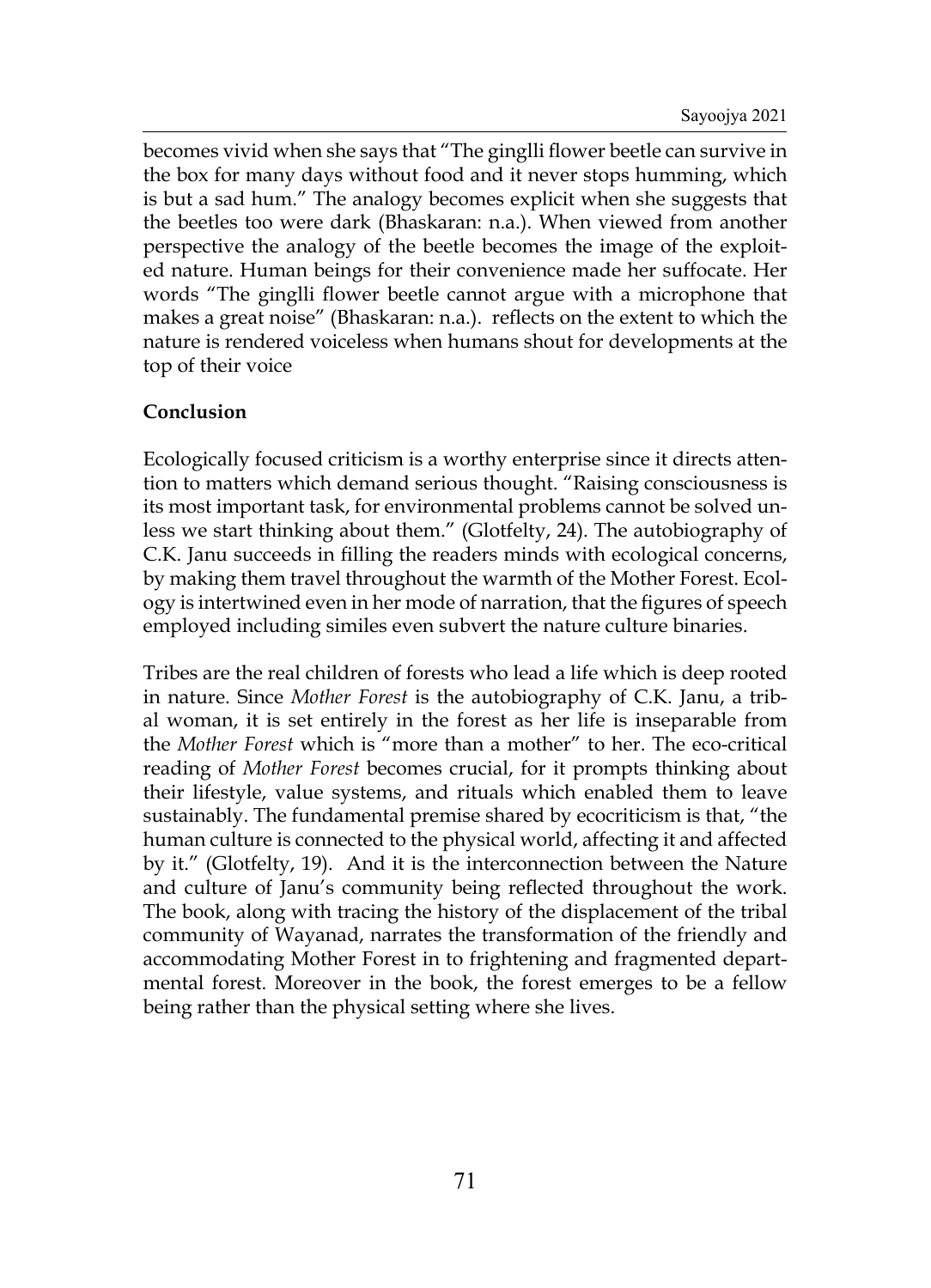becomes vivid when she says that "The ginglli flower beetle can survive in the box for many days without food and it never stops humming, which is but a sad hum." The analogy becomes explicit when she suggests that the beetles too were dark (Bhaskaran: n.a.). When viewed from another perspective the analogy of the beetle becomes the image of the exploited nature. Human beings for their convenience made her suffocate. Her words "The ginglli flower beetle cannot argue with a microphone that makes a great noise" (Bhaskaran: n.a.). reflects on the extent to which the nature is rendered voiceless when humans shout for developments at the top of their voice

**Conclusion**

Ecologically focused criticism is a worthy enterprise since it directs attention to matters which demand serious thought. "Raising consciousness is its most important task, for environmental problems cannot be solved unless we start thinking about them." (Glotfelty, 24). The autobiography of C.K. Janu succeeds in filling the readers minds with ecological concerns, by making them travel throughout the warmth of the Mother Forest. Ecology is intertwined even in her mode of narration, that the figures of speech employed including similes even subvert the nature culture binaries.

Tribes are the real children of forests who lead a life which is deep rooted in nature. Since *Mother Forest* is the autobiography of C.K. Janu, a tribal woman, it is set entirely in the forest as her life is inseparable from the *Mother Forest* which is "more than a mother" to her. The eco-critical reading of *Mother Forest* becomes crucial, for it prompts thinking about their lifestyle, value systems, and rituals which enabled them to leave sustainably. The fundamental premise shared by ecocriticism is that, "the human culture is connected to the physical world, affecting it and affected by it." (Glotfelty, 19). And it is the interconnection between the Nature and culture of Janu's community being reflected throughout the work. The book, along with tracing the history of the displacement of the tribal community of Wayanad, narrates the transformation of the friendly and accommodating Mother Forest in to frightening and fragmented departmental forest. Moreover in the book, the forest emerges to be a fellow being rather than the physical setting where she lives.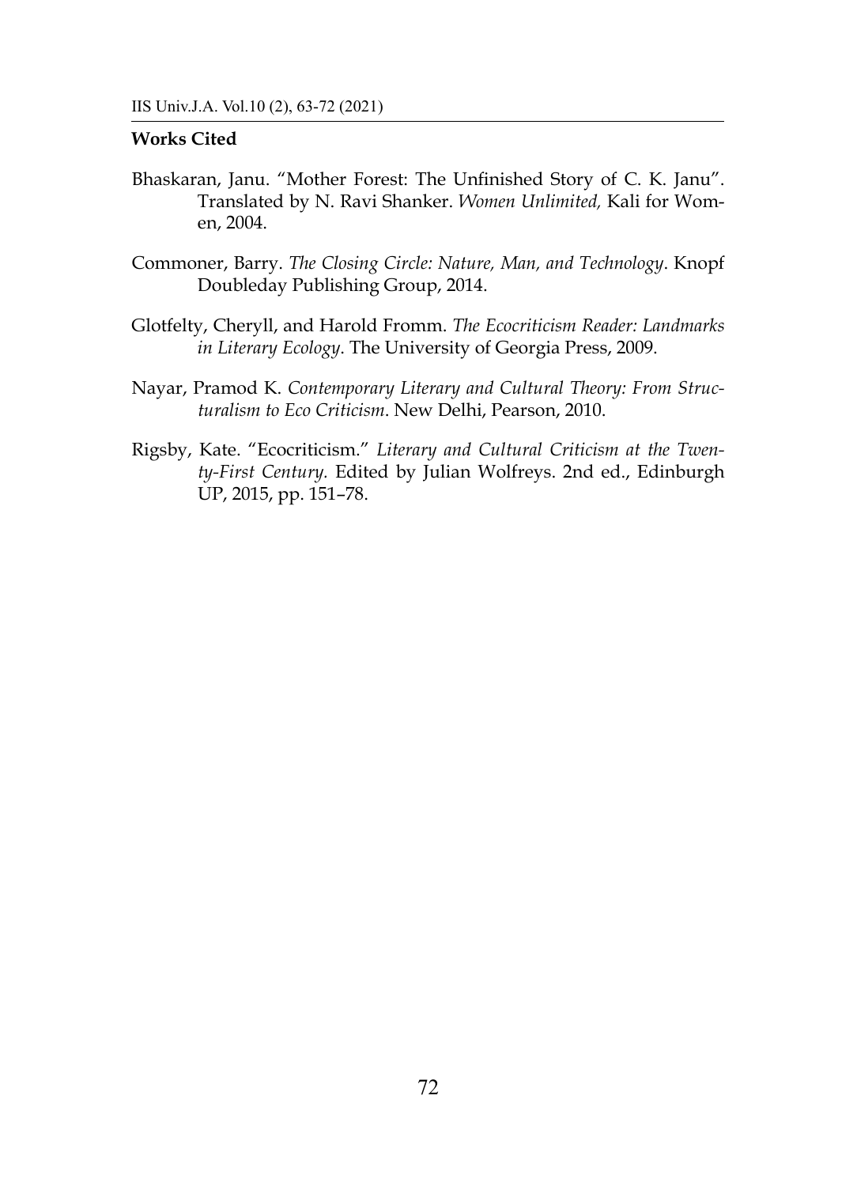**Works Cited**

Bhaskaran, Janu. "Mother Forest: The Unfinished Story of C. K. Janu". Translated by N. Ravi Shanker. *Women Unlimited,* Kali for Women, 2004.

Commoner, Barry. *The Closing Circle: Nature, Man, and Technology*. Knopf Doubleday Publishing Group, 2014.

Glotfelty, Cheryll, and Harold Fromm. *The Ecocriticism Reader: Landmarks in Literary Ecology*. The University of Georgia Press, 2009.

Nayar, Pramod K. *Contemporary Literary and Cultural Theory: From Structuralism to Eco Criticism*. New Delhi, Pearson, 2010.

Rigsby, Kate. "Ecocriticism." *Literary and Cultural Criticism at the Twenty-First Century.* Edited by Julian Wolfreys. 2nd ed., Edinburgh UP, 2015, pp. 151–78.